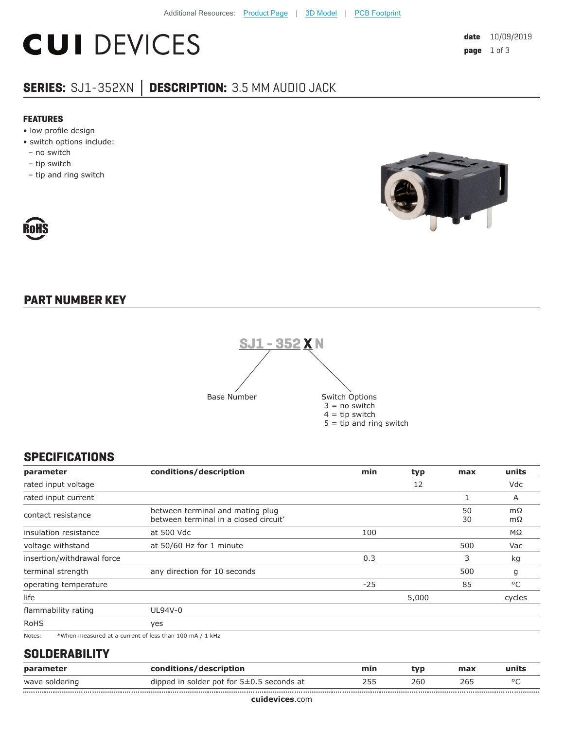Additional Resources: Product Page | 3D Model | PCB Footprint

# CUI DEVICES

**date** 10/09/2019

## SERIES: SJ1-352XN | DESCRIPTION: 3.5 MM AUDIO JACK

### FEATURES

- low profile design
- switch options include:
  - no switch
  - tip switch
  - tip and ring switch

RoHS

## PART NUMBER KEY

SJ1 - 352 X N

Base Number: SJ1 - 352

Switch Options (X):
3 = no switch
4 = tip switch
5 = tip and ring switch

## SPECIFICATIONS

| parameter | conditions/description | min | typ | max | units |
|---|---|---|---|---|---|
| rated input voltage | | | 12 | | Vdc |
| rated input current | | | | 1 | A |
| contact resistance | between terminal and mating plug<br>between terminal in a closed circuit* | | | 50<br>30 | mΩ<br>mΩ |
| insulation resistance | at 500 Vdc | 100 | | | MΩ |
| voltage withstand | at 50/60 Hz for 1 minute | | | 500 | Vac |
| insertion/withdrawal force | | 0.3 | | 3 | kg |
| terminal strength | any direction for 10 seconds | | | 500 | g |
| operating temperature | | -25 | | 85 | °C |
| life | | | 5,000 | | cycles |
| flammability rating | UL94V-0 | | | | |
| RoHS | yes | | | | |

Notes: *When measured at a current of less than 100 mA / 1 kHz

## SOLDERABILITY

| parameter | conditions/description | min | typ | max | units |
|---|---|---|---|---|---|
| wave soldering | dipped in solder pot for 5±0.5 seconds at | 255 | 260 | 265 | °C |

**cuidevices**.com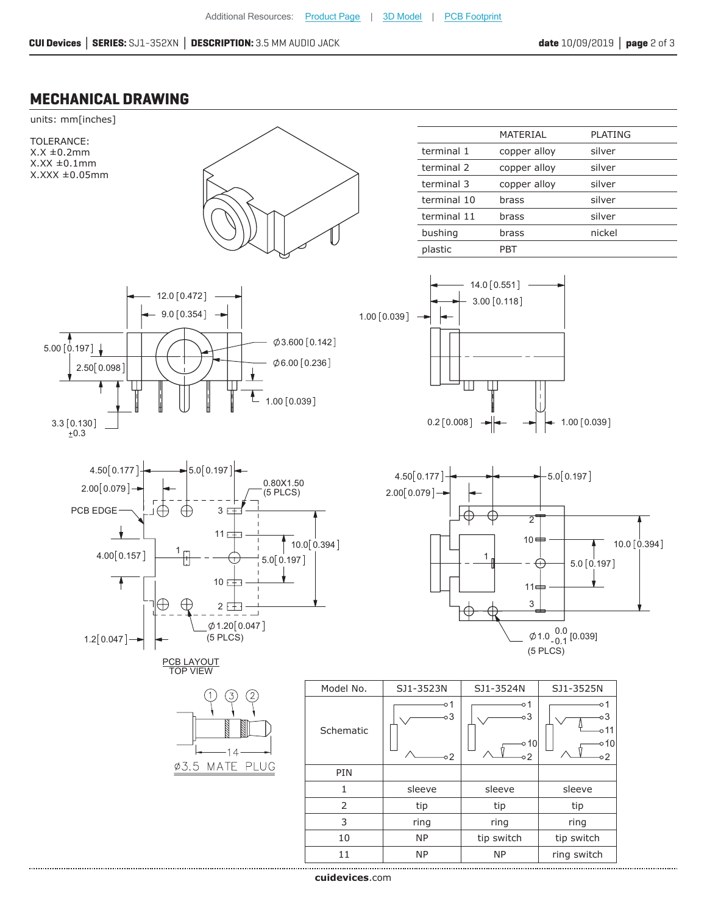Additional Resources: Product Page | 3D Model | PCB Footprint

## MECHANICAL DRAWING

units: mm[inches]

TOLERANCE:
X.X ±0.2mm
X.XX ±0.1mm
X.XXX ±0.05mm

| | MATERIAL | PLATING |
|---|---|---|
| terminal 1 | copper alloy | silver |
| terminal 2 | copper alloy | silver |
| terminal 3 | copper alloy | silver |
| terminal 10 | brass | silver |
| terminal 11 | brass | silver |
| bushing | brass | nickel |
| plastic | PBT | |

PCB LAYOUT
TOP VIEW

Ø3.5 MATE PLUG

| Model No. | SJ1-3523N | SJ1-3524N | SJ1-3525N |
|---|---|---|---|
| Schematic | | | |
| PIN | | | |
| 1 | sleeve | sleeve | sleeve |
| 2 | tip | tip | tip |
| 3 | ring | ring | ring |
| 10 | NP | tip switch | tip switch |
| 11 | NP | NP | ring switch |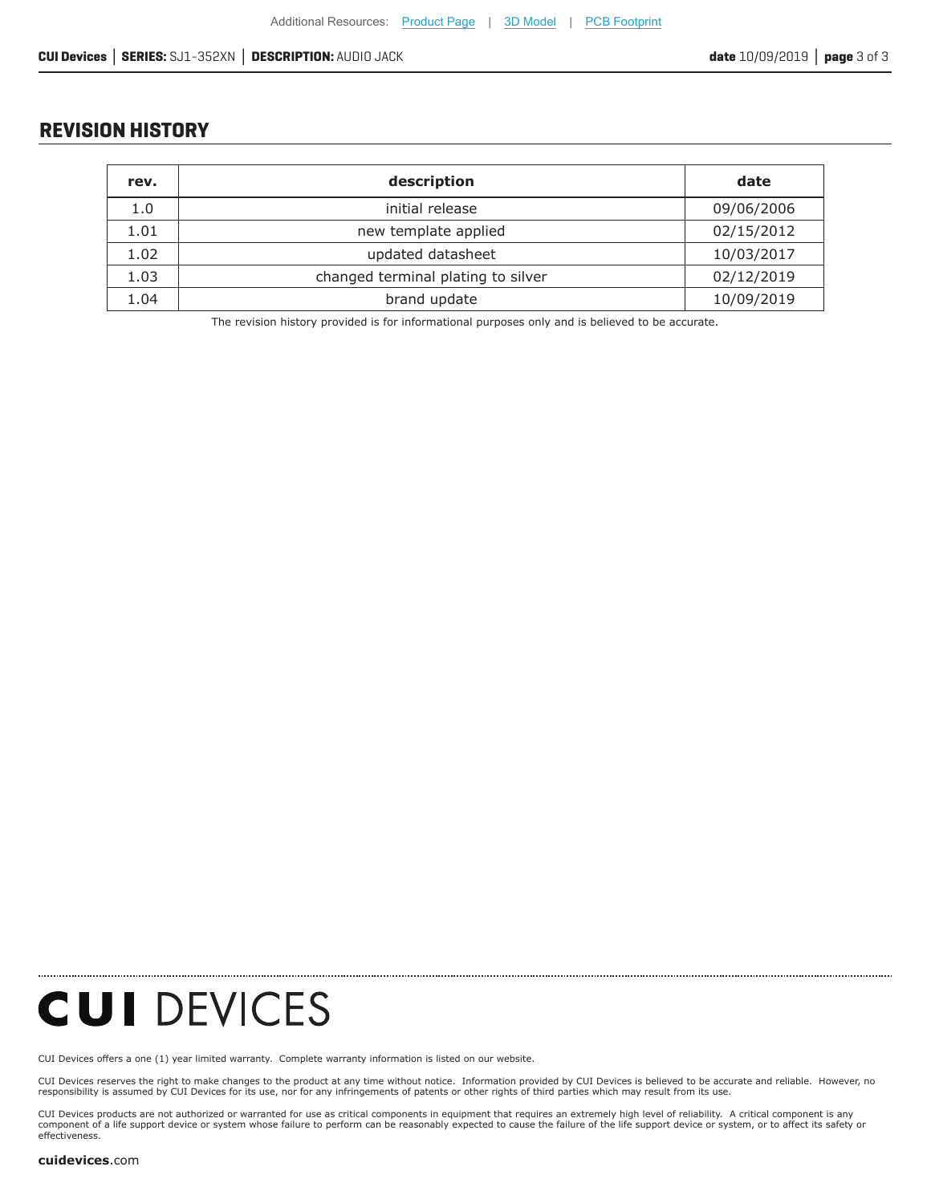## REVISION HISTORY

| rev. | description | date |
|---|---|---|
| 1.0 | initial release | 09/06/2006 |
| 1.01 | new template applied | 02/15/2012 |
| 1.02 | updated datasheet | 10/03/2017 |
| 1.03 | changed terminal plating to silver | 02/12/2019 |
| 1.04 | brand update | 10/09/2019 |

The revision history provided is for informational purposes only and is believed to be accurate.

CUI DEVICES

CUI Devices offers a one (1) year limited warranty. Complete warranty information is listed on our website.

CUI Devices reserves the right to make changes to the product at any time without notice. Information provided by CUI Devices is believed to be accurate and reliable. However, no responsibility is assumed by CUI Devices for its use, nor for any infringements of patents or other rights of third parties which may result from its use.

CUI Devices products are not authorized or warranted for use as critical components in equipment that requires an extremely high level of reliability. A critical component is any component of a life support device or system whose failure to perform can be reasonably expected to cause the failure of the life support device or system, or to affect its safety or effectiveness.

**cuidevices**.com